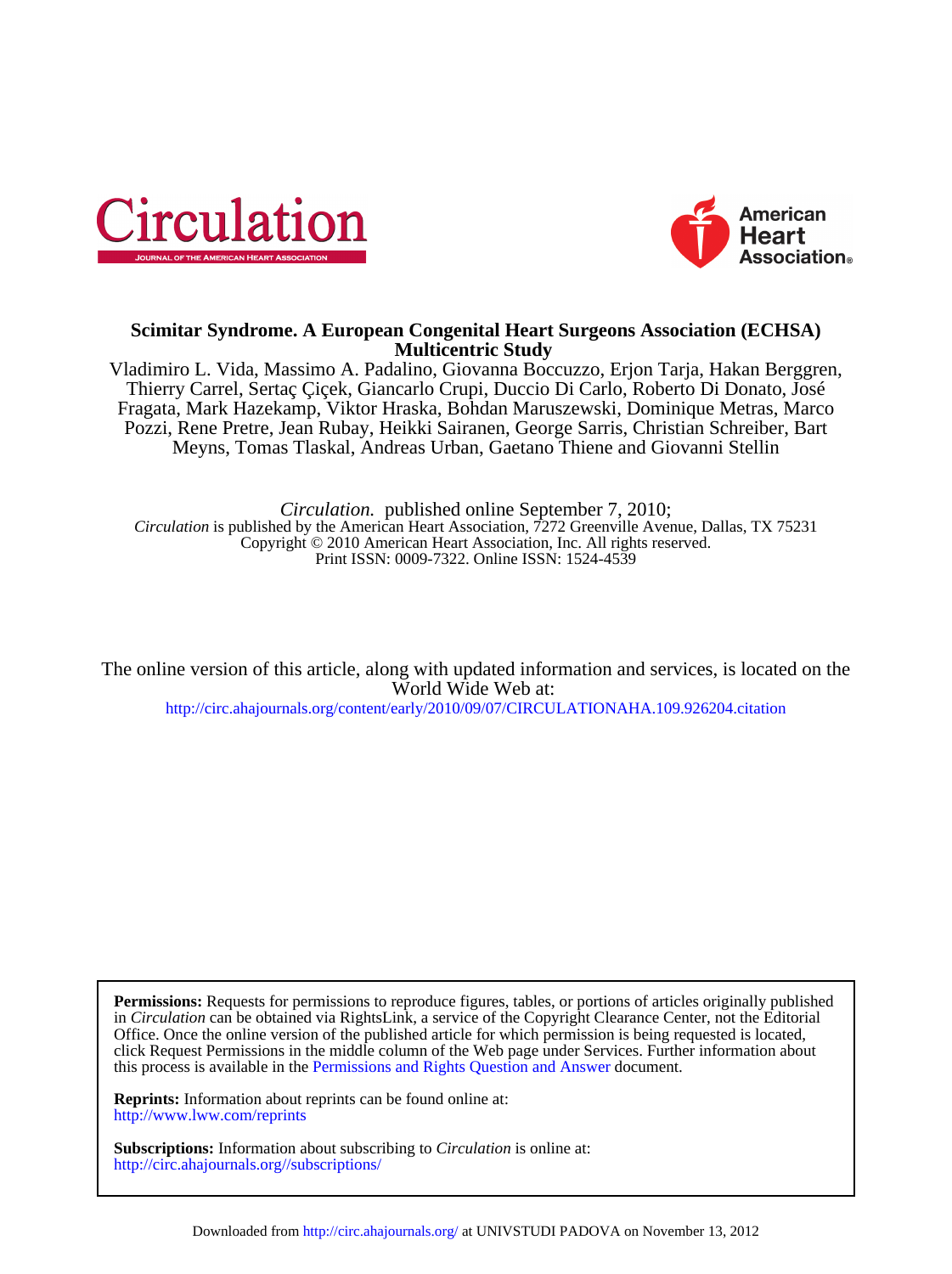# Scimitar Syndrome. A European Congenital Heart Surgeons Association (ECHSA) Multicentric Study

Vladimiro L. Vida, Massimo A. Padalino, Giovanna Boccuzzo, Erjon Tarja, Hakan Berggren, Thierry Carrel, Sertaç Çiçek, Giancarlo Crupi, Duccio Di Carlo, Roberto Di Donato, José Fragata, Mark Hazekamp, Viktor Hraska, Bohdan Maruszewski, Dominique Metras, Marco Pozzi, Rene Pretre, Jean Rubay, Heikki Sairanen, George Sarris, Christian Schreiber, Bart Meyns, Tomas Tlaskal, Andreas Urban, Gaetano Thiene and Giovanni Stellin

*Circulation.* published online September 7, 2010;

*Circulation* is published by the American Heart Association, 7272 Greenville Avenue, Dallas, TX 75231
Copyright © 2010 American Heart Association, Inc. All rights reserved.
Print ISSN: 0009-7322. Online ISSN: 1524-4539

The online version of this article, along with updated information and services, is located on the World Wide Web at:
http://circ.ahajournals.org/content/early/2010/09/07/CIRCULATIONAHA.109.926204.citation

**Permissions:** Requests for permissions to reproduce figures, tables, or portions of articles originally published in *Circulation* can be obtained via RightsLink, a service of the Copyright Clearance Center, not the Editorial Office. Once the online version of the published article for which permission is being requested is located, click Request Permissions in the middle column of the Web page under Services. Further information about this process is available in the Permissions and Rights Question and Answer document.

**Reprints:** Information about reprints can be found online at:
http://www.lww.com/reprints

**Subscriptions:** Information about subscribing to *Circulation* is online at:
http://circ.ahajournals.org//subscriptions/

Downloaded from http://circ.ahajournals.org/ at UNIVSTUDI PADOVA on November 13, 2012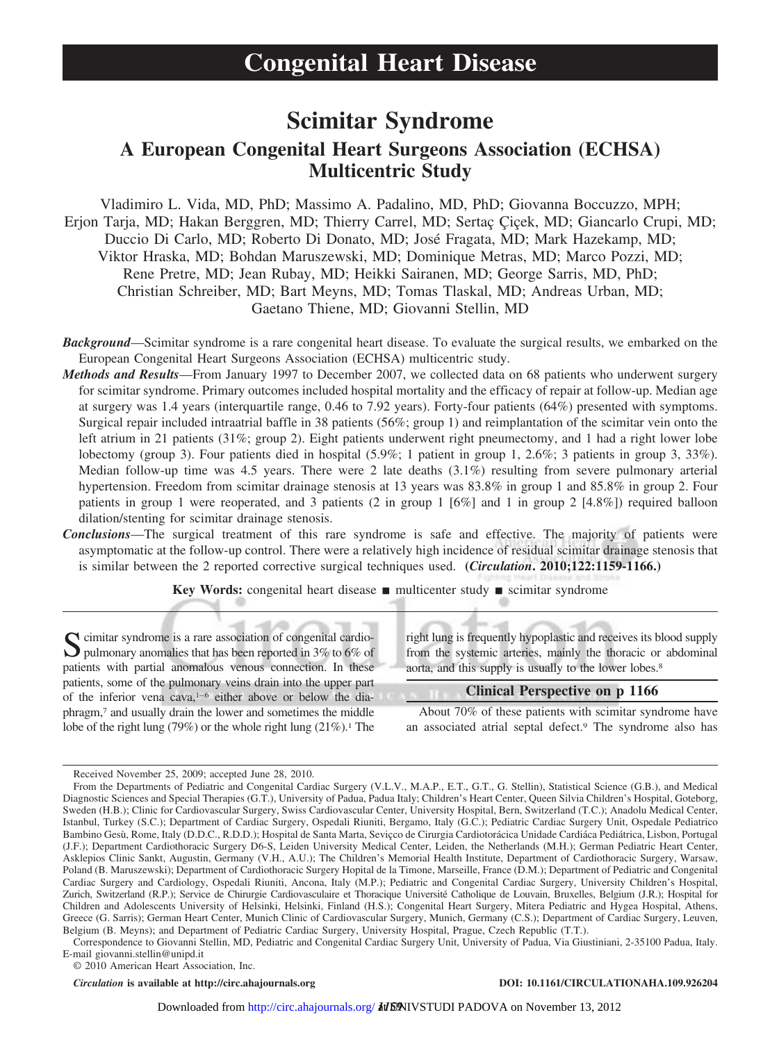# Congenital Heart Disease

# Scimitar Syndrome

## A European Congenital Heart Surgeons Association (ECHSA) Multicentric Study

Vladimiro L. Vida, MD, PhD; Massimo A. Padalino, MD, PhD; Giovanna Boccuzzo, MPH; Erjon Tarja, MD; Hakan Berggren, MD; Thierry Carrel, MD; Sertaç Çiçek, MD; Giancarlo Crupi, MD; Duccio Di Carlo, MD; Roberto Di Donato, MD; José Fragata, MD; Mark Hazekamp, MD; Viktor Hraska, MD; Bohdan Maruszewski, MD; Dominique Metras, MD; Marco Pozzi, MD; Rene Pretre, MD; Jean Rubay, MD; Heikki Sairanen, MD; George Sarris, MD, PhD; Christian Schreiber, MD; Bart Meyns, MD; Tomas Tlaskal, MD; Andreas Urban, MD; Gaetano Thiene, MD; Giovanni Stellin, MD

***Background*****—**Scimitar syndrome is a rare congenital heart disease. To evaluate the surgical results, we embarked on the European Congenital Heart Surgeons Association (ECHSA) multicentric study.

***Methods and Results*****—**From January 1997 to December 2007, we collected data on 68 patients who underwent surgery for scimitar syndrome. Primary outcomes included hospital mortality and the efficacy of repair at follow-up. Median age at surgery was 1.4 years (interquartile range, 0.46 to 7.92 years). Forty-four patients (64%) presented with symptoms. Surgical repair included intraatrial baffle in 38 patients (56%; group 1) and reimplantation of the scimitar vein onto the left atrium in 21 patients (31%; group 2). Eight patients underwent right pneumectomy, and 1 had a right lower lobe lobectomy (group 3). Four patients died in hospital (5.9%; 1 patient in group 1, 2.6%; 3 patients in group 3, 33%). Median follow-up time was 4.5 years. There were 2 late deaths (3.1%) resulting from severe pulmonary arterial hypertension. Freedom from scimitar drainage stenosis at 13 years was 83.8% in group 1 and 85.8% in group 2. Four patients in group 1 were reoperated, and 3 patients (2 in group 1 [6%] and 1 in group 2 [4.8%]) required balloon dilation/stenting for scimitar drainage stenosis.

***Conclusions*****—**The surgical treatment of this rare syndrome is safe and effective. The majority of patients were asymptomatic at the follow-up control. There were a relatively high incidence of residual scimitar drainage stenosis that is similar between the 2 reported corrective surgical techniques used. **(*Circulation*. 2010;122:1159-1166.)**

**Key Words:** congenital heart disease ■ multicenter study ■ scimitar syndrome

Scimitar syndrome is a rare association of congenital cardiopulmonary anomalies that has been reported in 3% to 6% of patients with partial anomalous venous connection. In these patients, some of the pulmonary veins drain into the upper part of the inferior vena cava,[1–6] either above or below the diaphragm,[7] and usually drain the lower and sometimes the middle lobe of the right lung (79%) or the whole right lung (21%).[1] The right lung is frequently hypoplastic and receives its blood supply from the systemic arteries, mainly the thoracic or abdominal aorta, and this supply is usually to the lower lobes.[8]

**Clinical Perspective on p 1166**

About 70% of these patients with scimitar syndrome have an associated atrial septal defect.[9] The syndrome also has

---

Received November 25, 2009; accepted June 28, 2010.

From the Departments of Pediatric and Congenital Cardiac Surgery (V.L.V., M.A.P., E.T., G.T., G. Stellin), Statistical Science (G.B.), and Medical Diagnostic Sciences and Special Therapies (G.T.), University of Padua, Padua Italy; Children's Heart Center, Queen Silvia Children's Hospital, Goteborg, Sweden (H.B.); Clinic for Cardiovascular Surgery, Swiss Cardiovascular Center, University Hospital, Bern, Switzerland (T.C.); Anadolu Medical Center, Istanbul, Turkey (S.C.); Department of Cardiac Surgery, Ospedali Riuniti, Bergamo, Italy (G.C.); Pediatric Cardiac Surgery Unit, Ospedale Pediatrico Bambino Gesù, Rome, Italy (D.D.C., R.D.D.); Hospital de Santa Marta, Seviçco de Cirurgia Cardiotorácica Unidade Cardiáca Pediátrica, Lisbon, Portugal (J.F.); Department Cardiothoracic Surgery D6-S, Leiden University Medical Center, Leiden, the Netherlands (M.H.); German Pediatric Heart Center, Asklepios Clinic Sankt, Augustin, Germany (V.H., A.U.); The Children's Memorial Health Institute, Department of Cardiothoracic Surgery, Warsaw, Poland (B. Maruszewski); Department of Cardiothoracic Surgery Hopital de la Timone, Marseille, France (D.M.); Department of Pediatric and Congenital Cardiac Surgery and Cardiology, Ospedali Riuniti, Ancona, Italy (M.P.); Pediatric and Congenital Cardiac Surgery, University Children's Hospital, Zurich, Switzerland (R.P.); Service de Chirurgie Cardiovasculaire et Thoracique Université Catholique de Louvain, Bruxelles, Belgium (J.R.); Hospital for Children and Adolescents University of Helsinki, Helsinki, Finland (H.S.); Congenital Heart Surgery, Mitera Pediatric and Hygea Hospital, Athens, Greece (G. Sarris); German Heart Center, Munich Clinic of Cardiovascular Surgery, Munich, Germany (C.S.); Department of Cardiac Surgery, Leuven, Belgium (B. Meyns); and Department of Pediatric Cardiac Surgery, University Hospital, Prague, Czech Republic (T.T.).

Correspondence to Giovanni Stellin, MD, Pediatric and Congenital Cardiac Surgery Unit, University of Padua, Via Giustiniani, 2-35100 Padua, Italy. E-mail giovanni.stellin@unipd.it

© 2010 American Heart Association, Inc.

*Circulation* **is available at http://circ.ahajournals.org** **DOI: 10.1161/CIRCULATIONAHA.109.926204**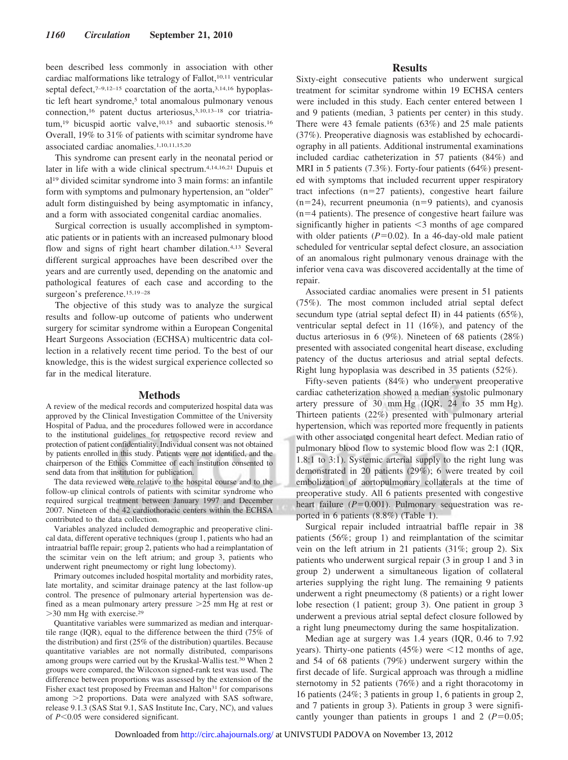been described less commonly in association with other cardiac malformations like tetralogy of Fallot,[10,11] ventricular septal defect,[7–9,12–15] coarctation of the aorta,[3,14,16] hypoplastic left heart syndrome,[5] total anomalous pulmonary venous connection,[16] patent ductus arteriosus,[3,10,13–18] cor triatriatum,[19] bicuspid aortic valve,[10,15] and subaortic stenosis.[16] Overall, 19% to 31% of patients with scimitar syndrome have associated cardiac anomalies.[1,10,11,15,20]

This syndrome can present early in the neonatal period or later in life with a wide clinical spectrum.[4,14,16,21] Dupuis et al[19] divided scimitar syndrome into 3 main forms: an infantile form with symptoms and pulmonary hypertension, an "older" adult form distinguished by being asymptomatic in infancy, and a form with associated congenital cardiac anomalies.

Surgical correction is usually accomplished in symptomatic patients or in patients with an increased pulmonary blood flow and signs of right heart chamber dilation.[4,13] Several different surgical approaches have been described over the years and are currently used, depending on the anatomic and pathological features of each case and according to the surgeon's preference.[15,19–28]

The objective of this study was to analyze the surgical results and follow-up outcome of patients who underwent surgery for scimitar syndrome within a European Congenital Heart Surgeons Association (ECHSA) multicentric data collection in a relatively recent time period. To the best of our knowledge, this is the widest surgical experience collected so far in the medical literature.

## Methods

A review of the medical records and computerized hospital data was approved by the Clinical Investigation Committee of the University Hospital of Padua, and the procedures followed were in accordance to the institutional guidelines for retrospective record review and protection of patient confidentiality. Individual consent was not obtained by patients enrolled in this study. Patients were not identified, and the chairperson of the Ethics Committee of each institution consented to send data from that institution for publication.

The data reviewed were relative to the hospital course and to the follow-up clinical controls of patients with scimitar syndrome who required surgical treatment between January 1997 and December 2007. Nineteen of the 42 cardiothoracic centers within the ECHSA contributed to the data collection.

Variables analyzed included demographic and preoperative clinical data, different operative techniques (group 1, patients who had an intraatrial baffle repair; group 2, patients who had a reimplantation of the scimitar vein on the left atrium; and group 3, patients who underwent right pneumectomy or right lung lobectomy).

Primary outcomes included hospital mortality and morbidity rates, late mortality, and scimitar drainage patency at the last follow-up control. The presence of pulmonary arterial hypertension was defined as a mean pulmonary artery pressure >25 mm Hg at rest or >30 mm Hg with exercise.[29]

Quantitative variables were summarized as median and interquartile range (IQR), equal to the difference between the third (75% of the distribution) and first (25% of the distribution) quartiles. Because quantitative variables are not normally distributed, comparisons among groups were carried out by the Kruskal-Wallis test.[30] When 2 groups were compared, the Wilcoxon signed-rank test was used. The difference between proportions was assessed by the extension of the Fisher exact test proposed by Freeman and Halton[31] for comparisons among >2 proportions. Data were analyzed with SAS software, release 9.1.3 (SAS Stat 9.1, SAS Institute Inc, Cary, NC), and values of $P<0.05$ were considered significant.

## Results

Sixty-eight consecutive patients who underwent surgical treatment for scimitar syndrome within 19 ECHSA centers were included in this study. Each center entered between 1 and 9 patients (median, 3 patients per center) in this study. There were 43 female patients (63%) and 25 male patients (37%). Preoperative diagnosis was established by echocardiography in all patients. Additional instrumental examinations included cardiac catheterization in 57 patients (84%) and MRI in 5 patients (7.3%). Forty-four patients (64%) presented with symptoms that included recurrent upper respiratory tract infections (n=27 patients), congestive heart failure (n=24), recurrent pneumonia (n=9 patients), and cyanosis (n=4 patients). The presence of congestive heart failure was significantly higher in patients <3 months of age compared with older patients ($P=0.02$). In a 46-day-old male patient scheduled for ventricular septal defect closure, an association of an anomalous right pulmonary venous drainage with the inferior vena cava was discovered accidentally at the time of repair.

Associated cardiac anomalies were present in 51 patients (75%). The most common included atrial septal defect secundum type (atrial septal defect II) in 44 patients (65%), ventricular septal defect in 11 (16%), and patency of the ductus arteriosus in 6 (9%). Nineteen of 68 patients (28%) presented with associated congenital heart disease, excluding patency of the ductus arteriosus and atrial septal defects. Right lung hypoplasia was described in 35 patients (52%).

Fifty-seven patients (84%) who underwent preoperative cardiac catheterization showed a median systolic pulmonary artery pressure of 30 mm Hg (IQR, 24 to 35 mm Hg). Thirteen patients (22%) presented with pulmonary arterial hypertension, which was reported more frequently in patients with other associated congenital heart defect. Median ratio of pulmonary blood flow to systemic blood flow was 2:1 (IQR, 1.8:1 to 3:1). Systemic arterial supply to the right lung was demonstrated in 20 patients (29%); 6 were treated by coil embolization of aortopulmonary collaterals at the time of preoperative study. All 6 patients presented with congestive heart failure ($P=0.001$). Pulmonary sequestration was reported in 6 patients (8.8%) (Table 1).

Surgical repair included intraatrial baffle repair in 38 patients (56%; group 1) and reimplantation of the scimitar vein on the left atrium in 21 patients (31%; group 2). Six patients who underwent surgical repair (3 in group 1 and 3 in group 2) underwent a simultaneous ligation of collateral arteries supplying the right lung. The remaining 9 patients underwent a right pneumectomy (8 patients) or a right lower lobe resection (1 patient; group 3). One patient in group 3 underwent a previous atrial septal defect closure followed by a right lung pneumectomy during the same hospitalization.

Median age at surgery was 1.4 years (IQR, 0.46 to 7.92 years). Thirty-one patients (45%) were <12 months of age, and 54 of 68 patients (79%) underwent surgery within the first decade of life. Surgical approach was through a midline sternotomy in 52 patients (76%) and a right thoracotomy in 16 patients (24%; 3 patients in group 1, 6 patients in group 2, and 7 patients in group 3). Patients in group 3 were significantly younger than patients in groups 1 and 2 ($P=0.05$;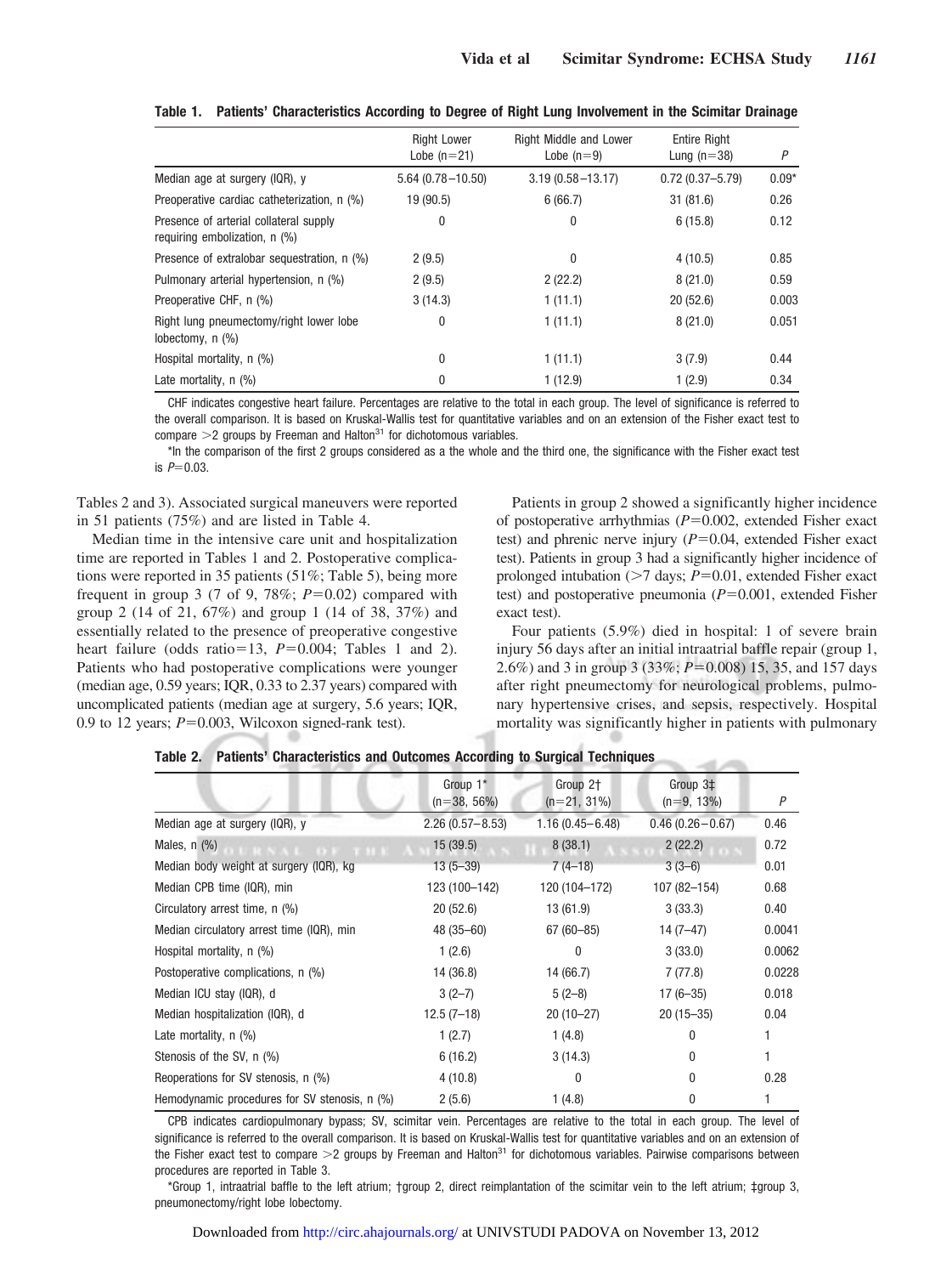**Table 1. Patients' Characteristics According to Degree of Right Lung Involvement in the Scimitar Drainage**

| | Right Lower Lobe (n=21) | Right Middle and Lower Lobe (n=9) | Entire Right Lung (n=38) | P |
|---|---|---|---|---|
| Median age at surgery (IQR), y | 5.64 (0.78–10.50) | 3.19 (0.58–13.17) | 0.72 (0.37–5.79) | 0.09* |
| Preoperative cardiac catheterization, n (%) | 19 (90.5) | 6 (66.7) | 31 (81.6) | 0.26 |
| Presence of arterial collateral supply requiring embolization, n (%) | 0 | 0 | 6 (15.8) | 0.12 |
| Presence of extralobar sequestration, n (%) | 2 (9.5) | 0 | 4 (10.5) | 0.85 |
| Pulmonary arterial hypertension, n (%) | 2 (9.5) | 2 (22.2) | 8 (21.0) | 0.59 |
| Preoperative CHF, n (%) | 3 (14.3) | 1 (11.1) | 20 (52.6) | 0.003 |
| Right lung pneumectomy/right lower lobe lobectomy, n (%) | 0 | 1 (11.1) | 8 (21.0) | 0.051 |
| Hospital mortality, n (%) | 0 | 1 (11.1) | 3 (7.9) | 0.44 |
| Late mortality, n (%) | 0 | 1 (12.9) | 1 (2.9) | 0.34 |

CHF indicates congestive heart failure. Percentages are relative to the total in each group. The level of significance is referred to the overall comparison. It is based on Kruskal-Wallis test for quantitative variables and on an extension of the Fisher exact test to compare >2 groups by Freeman and Halton[31] for dichotomous variables.

*In the comparison of the first 2 groups considered as a the whole and the third one, the significance with the Fisher exact test is $P$=0.03.

Tables 2 and 3). Associated surgical maneuvers were reported in 51 patients (75%) and are listed in Table 4.

Median time in the intensive care unit and hospitalization time are reported in Tables 1 and 2. Postoperative complications were reported in 35 patients (51%; Table 5), being more frequent in group 3 (7 of 9, 78%; $P$=0.02) compared with group 2 (14 of 21, 67%) and group 1 (14 of 38, 37%) and essentially related to the presence of preoperative congestive heart failure (odds ratio=13, $P$=0.004; Tables 1 and 2). Patients who had postoperative complications were younger (median age, 0.59 years; IQR, 0.33 to 2.37 years) compared with uncomplicated patients (median age at surgery, 5.6 years; IQR, 0.9 to 12 years; $P$=0.003, Wilcoxon signed-rank test).

Patients in group 2 showed a significantly higher incidence of postoperative arrhythmias ($P$=0.002, extended Fisher exact test) and phrenic nerve injury ($P$=0.04, extended Fisher exact test). Patients in group 3 had a significantly higher incidence of prolonged intubation (>7 days; $P$=0.01, extended Fisher exact test) and postoperative pneumonia ($P$=0.001, extended Fisher exact test).

Four patients (5.9%) died in hospital: 1 of severe brain injury 56 days after an initial intraatrial baffle repair (group 1, 2.6%) and 3 in group 3 (33%; $P$=0.008) 15, 35, and 157 days after right pneumectomy for neurological problems, pulmonary hypertensive crises, and sepsis, respectively. Hospital mortality was significantly higher in patients with pulmonary

**Table 2. Patients' Characteristics and Outcomes According to Surgical Techniques**

| | Group 1* (n=38, 56%) | Group 2† (n=21, 31%) | Group 3‡ (n=9, 13%) | P |
|---|---|---|---|---|
| Median age at surgery (IQR), y | 2.26 (0.57–8.53) | 1.16 (0.45–6.48) | 0.46 (0.26–0.67) | 0.46 |
| Males, n (%) | 15 (39.5) | 8 (38.1) | 2 (22.2) | 0.72 |
| Median body weight at surgery (IQR), kg | 13 (5–39) | 7 (4–18) | 3 (3–6) | 0.01 |
| Median CPB time (IQR), min | 123 (100–142) | 120 (104–172) | 107 (82–154) | 0.68 |
| Circulatory arrest time, n (%) | 20 (52.6) | 13 (61.9) | 3 (33.3) | 0.40 |
| Median circulatory arrest time (IQR), min | 48 (35–60) | 67 (60–85) | 14 (7–47) | 0.0041 |
| Hospital mortality, n (%) | 1 (2.6) | 0 | 3 (33.0) | 0.0062 |
| Postoperative complications, n (%) | 14 (36.8) | 14 (66.7) | 7 (77.8) | 0.0228 |
| Median ICU stay (IQR), d | 3 (2–7) | 5 (2–8) | 17 (6–35) | 0.018 |
| Median hospitalization (IQR), d | 12.5 (7–18) | 20 (10–27) | 20 (15–35) | 0.04 |
| Late mortality, n (%) | 1 (2.7) | 1 (4.8) | 0 | 1 |
| Stenosis of the SV, n (%) | 6 (16.2) | 3 (14.3) | 0 | 1 |
| Reoperations for SV stenosis, n (%) | 4 (10.8) | 0 | 0 | 0.28 |
| Hemodynamic procedures for SV stenosis, n (%) | 2 (5.6) | 1 (4.8) | 0 | 1 |

CPB indicates cardiopulmonary bypass; SV, scimitar vein. Percentages are relative to the total in each group. The level of significance is referred to the overall comparison. It is based on Kruskal-Wallis test for quantitative variables and on an extension of the Fisher exact test to compare >2 groups by Freeman and Halton[31] for dichotomous variables. Pairwise comparisons between procedures are reported in Table 3.

*Group 1, intraatrial baffle to the left atrium; †group 2, direct reimplantation of the scimitar vein to the left atrium; ‡group 3, pneumonectomy/right lobe lobectomy.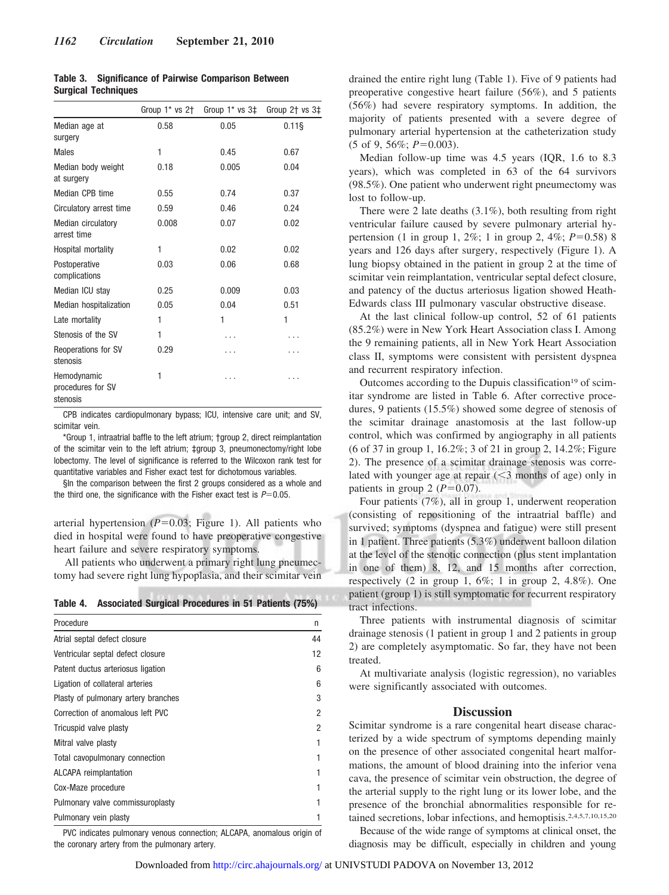**Table 3. Significance of Pairwise Comparison Between Surgical Techniques**

| | Group 1* vs 2† | Group 1* vs 3‡ | Group 2† vs 3‡ |
|---|---|---|---|
| Median age at surgery | 0.58 | 0.05 | 0.11§ |
| Males | 1 | 0.45 | 0.67 |
| Median body weight at surgery | 0.18 | 0.005 | 0.04 |
| Median CPB time | 0.55 | 0.74 | 0.37 |
| Circulatory arrest time | 0.59 | 0.46 | 0.24 |
| Median circulatory arrest time | 0.008 | 0.07 | 0.02 |
| Hospital mortality | 1 | 0.02 | 0.02 |
| Postoperative complications | 0.03 | 0.06 | 0.68 |
| Median ICU stay | 0.25 | 0.009 | 0.03 |
| Median hospitalization | 0.05 | 0.04 | 0.51 |
| Late mortality | 1 | 1 | 1 |
| Stenosis of the SV | 1 | ... | ... |
| Reoperations for SV stenosis | 0.29 | ... | ... |
| Hemodynamic procedures for SV stenosis | 1 | ... | ... |

CPB indicates cardiopulmonary bypass; ICU, intensive care unit; and SV, scimitar vein.

*Group 1, intraatrial baffle to the left atrium; †group 2, direct reimplantation of the scimitar vein to the left atrium; ‡group 3, pneumonectomy/right lobe lobectomy. The level of significance is referred to the Wilcoxon rank test for quantitative variables and Fisher exact test for dichotomous variables.

§In the comparison between the first 2 groups considered as a whole and the third one, the significance with the Fisher exact test is $P=0.05$.

arterial hypertension ($P=0.03$; Figure 1). All patients who died in hospital were found to have preoperative congestive heart failure and severe respiratory symptoms.

All patients who underwent a primary right lung pneumectomy had severe right lung hypoplasia, and their scimitar vein drained the entire right lung (Table 1). Five of 9 patients had preoperative congestive heart failure (56%), and 5 patients (56%) had severe respiratory symptoms. In addition, the majority of patients presented with a severe degree of pulmonary arterial hypertension at the catheterization study (5 of 9, 56%; $P=0.003$).

**Table 4. Associated Surgical Procedures in 51 Patients (75%)**

| Procedure | n |
|---|---|
| Atrial septal defect closure | 44 |
| Ventricular septal defect closure | 12 |
| Patent ductus arteriosus ligation | 6 |
| Ligation of collateral arteries | 6 |
| Plasty of pulmonary artery branches | 3 |
| Correction of anomalous left PVC | 2 |
| Tricuspid valve plasty | 2 |
| Mitral valve plasty | 1 |
| Total cavopulmonary connection | 1 |
| ALCAPA reimplantation | 1 |
| Cox-Maze procedure | 1 |
| Pulmonary valve commissuroplasty | 1 |
| Pulmonary vein plasty | 1 |

PVC indicates pulmonary venous connection; ALCAPA, anomalous origin of the coronary artery from the pulmonary artery.

Median follow-up time was 4.5 years (IQR, 1.6 to 8.3 years), which was completed in 63 of the 64 survivors (98.5%). One patient who underwent right pneumectomy was lost to follow-up.

There were 2 late deaths (3.1%), both resulting from right ventricular failure caused by severe pulmonary arterial hypertension (1 in group 1, 2%; 1 in group 2, 4%; $P=0.58$) 8 years and 126 days after surgery, respectively (Figure 1). A lung biopsy obtained in the patient in group 2 at the time of scimitar vein reimplantation, ventricular septal defect closure, and patency of the ductus arteriosus ligation showed Heath-Edwards class III pulmonary vascular obstructive disease.

At the last clinical follow-up control, 52 of 61 patients (85.2%) were in New York Heart Association class I. Among the 9 remaining patients, all in New York Heart Association class II, symptoms were consistent with persistent dyspnea and recurrent respiratory infection.

Outcomes according to the Dupuis classification[19] of scimitar syndrome are listed in Table 6. After corrective procedures, 9 patients (15.5%) showed some degree of stenosis of the scimitar drainage anastomosis at the last follow-up control, which was confirmed by angiography in all patients (6 of 37 in group 1, 16.2%; 3 of 21 in group 2, 14.2%; Figure 2). The presence of a scimitar drainage stenosis was correlated with younger age at repair (<3 months of age) only in patients in group 2 ($P=0.07$).

Four patients (7%), all in group 1, underwent reoperation (consisting of repositioning of the intraatrial baffle) and survived; symptoms (dyspnea and fatigue) were still present in 1 patient. Three patients (5.3%) underwent balloon dilation at the level of the stenotic connection (plus stent implantation in one of them) 8, 12, and 15 months after correction, respectively (2 in group 1, 6%; 1 in group 2, 4.8%). One patient (group 1) is still symptomatic for recurrent respiratory tract infections.

Three patients with instrumental diagnosis of scimitar drainage stenosis (1 patient in group 1 and 2 patients in group 2) are completely asymptomatic. So far, they have not been treated.

At multivariate analysis (logistic regression), no variables were significantly associated with outcomes.

## Discussion

Scimitar syndrome is a rare congenital heart disease characterized by a wide spectrum of symptoms depending mainly on the presence of other associated congenital heart malformations, the amount of blood draining into the inferior vena cava, the presence of scimitar vein obstruction, the degree of the arterial supply to the right lung or its lower lobe, and the presence of the bronchial abnormalities responsible for retained secretions, lobar infections, and hemoptysis.[2,4,5,7,10,15,20]

Because of the wide range of symptoms at clinical onset, the diagnosis may be difficult, especially in children and young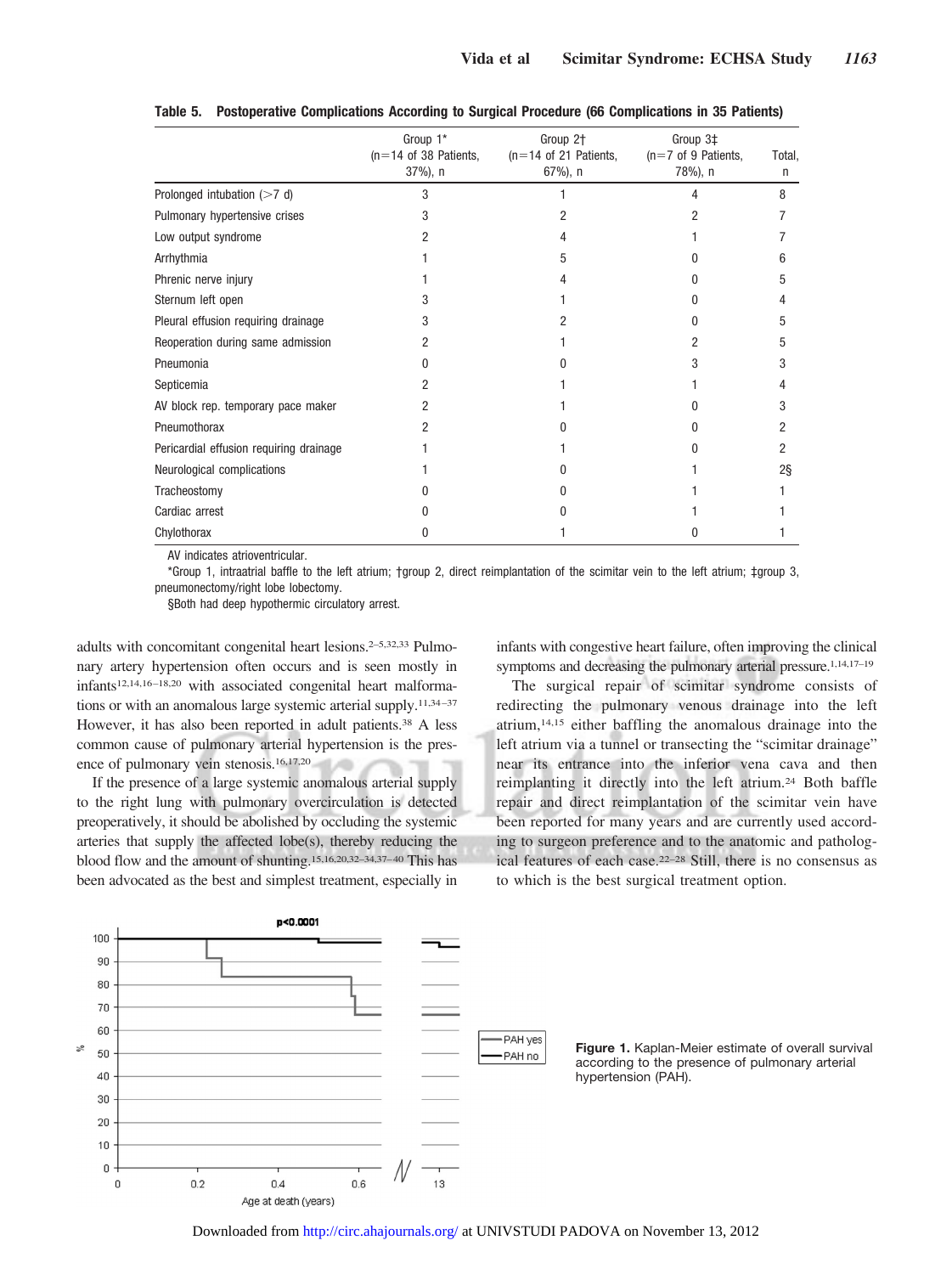**Table 5. Postoperative Complications According to Surgical Procedure (66 Complications in 35 Patients)**

| | Group 1* (n=14 of 38 Patients, 37%), n | Group 2† (n=14 of 21 Patients, 67%), n | Group 3‡ (n=7 of 9 Patients, 78%), n | Total, n |
|---|---|---|---|---|
| Prolonged intubation (>7 d) | 3 | 1 | 4 | 8 |
| Pulmonary hypertensive crises | 3 | 2 | 2 | 7 |
| Low output syndrome | 2 | 4 | 1 | 7 |
| Arrhythmia | 1 | 5 | 0 | 6 |
| Phrenic nerve injury | 1 | 4 | 0 | 5 |
| Sternum left open | 3 | 1 | 0 | 4 |
| Pleural effusion requiring drainage | 3 | 2 | 0 | 5 |
| Reoperation during same admission | 2 | 1 | 2 | 5 |
| Pneumonia | 0 | 0 | 3 | 3 |
| Septicemia | 2 | 1 | 1 | 4 |
| AV block rep. temporary pace maker | 2 | 1 | 0 | 3 |
| Pneumothorax | 2 | 0 | 0 | 2 |
| Pericardial effusion requiring drainage | 1 | 1 | 0 | 2 |
| Neurological complications | 1 | 0 | 1 | 2§ |
| Tracheostomy | 0 | 0 | 1 | 1 |
| Cardiac arrest | 0 | 0 | 1 | 1 |
| Chylothorax | 0 | 1 | 0 | 1 |

AV indicates atrioventricular.

*Group 1, intraatrial baffle to the left atrium; †group 2, direct reimplantation of the scimitar vein to the left atrium; ‡group 3, pneumonectomy/right lobe lobectomy.

§Both had deep hypothermic circulatory arrest.

adults with concomitant congenital heart lesions.[2–5,32,33] Pulmonary artery hypertension often occurs and is seen mostly in infants[12,14,16–18,20] with associated congenital heart malformations or with an anomalous large systemic arterial supply.[11,34–37] However, it has also been reported in adult patients.[38] A less common cause of pulmonary arterial hypertension is the presence of pulmonary vein stenosis.[16,17,20]

If the presence of a large systemic anomalous arterial supply to the right lung with pulmonary overcirculation is detected preoperatively, it should be abolished by occluding the systemic arteries that supply the affected lobe(s), thereby reducing the blood flow and the amount of shunting.[15,16,20,32–34,37–40] This has been advocated as the best and simplest treatment, especially in infants with congestive heart failure, often improving the clinical symptoms and decreasing the pulmonary arterial pressure.[1,14,17–19]

The surgical repair of scimitar syndrome consists of redirecting the pulmonary venous drainage into the left atrium,[14,15] either baffling the anomalous drainage into the left atrium via a tunnel or transecting the "scimitar drainage" near its entrance into the inferior vena cava and then reimplanting it directly into the left atrium.[24] Both baffle repair and direct reimplantation of the scimitar vein have been reported for many years and are currently used according to surgeon preference and to the anatomic and pathological features of each case.[22–28] Still, there is no consensus as to which is the best surgical treatment option.

**Figure 1.** Kaplan-Meier estimate of overall survival according to the presence of pulmonary arterial hypertension (PAH).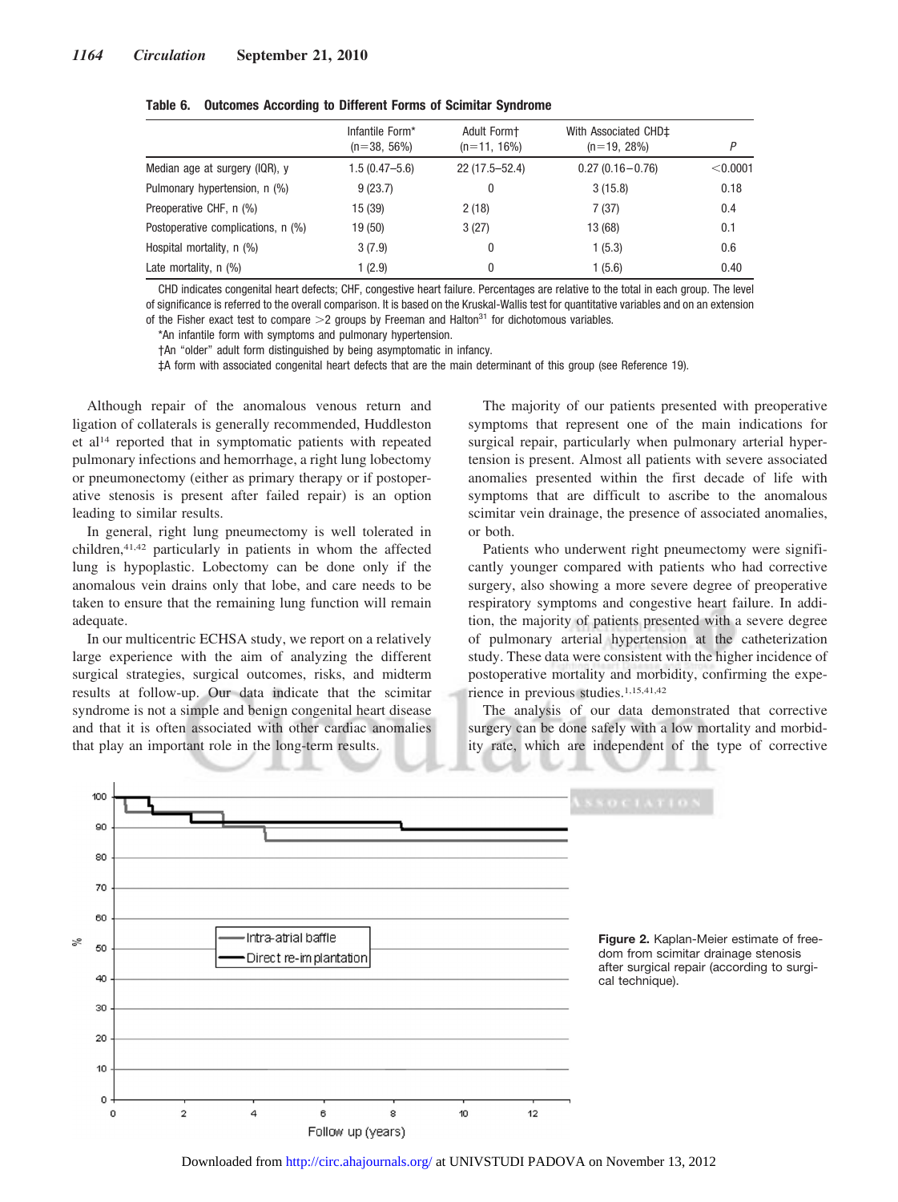**Table 6. Outcomes According to Different Forms of Scimitar Syndrome**

| | Infantile Form* (n=38, 56%) | Adult Form† (n=11, 16%) | With Associated CHD‡ (n=19, 28%) | *P* |
|---|---|---|---|---|
| Median age at surgery (IQR), y | 1.5 (0.47–5.6) | 22 (17.5–52.4) | 0.27 (0.16–0.76) | <0.0001 |
| Pulmonary hypertension, n (%) | 9 (23.7) | 0 | 3 (15.8) | 0.18 |
| Preoperative CHF, n (%) | 15 (39) | 2 (18) | 7 (37) | 0.4 |
| Postoperative complications, n (%) | 19 (50) | 3 (27) | 13 (68) | 0.1 |
| Hospital mortality, n (%) | 3 (7.9) | 0 | 1 (5.3) | 0.6 |
| Late mortality, n (%) | 1 (2.9) | 0 | 1 (5.6) | 0.40 |

CHD indicates congenital heart defects; CHF, congestive heart failure. Percentages are relative to the total in each group. The level of significance is referred to the overall comparison. It is based on the Kruskal-Wallis test for quantitative variables and on an extension of the Fisher exact test to compare >2 groups by Freeman and Halton[31] for dichotomous variables.

*An infantile form with symptoms and pulmonary hypertension.

†An "older" adult form distinguished by being asymptomatic in infancy.

‡A form with associated congenital heart defects that are the main determinant of this group (see Reference 19).

Although repair of the anomalous venous return and ligation of collaterals is generally recommended, Huddleston et al[14] reported that in symptomatic patients with repeated pulmonary infections and hemorrhage, a right lung lobectomy or pneumonectomy (either as primary therapy or if postoperative stenosis is present after failed repair) is an option leading to similar results.

In general, right lung pneumectomy is well tolerated in children,[41,42] particularly in patients in whom the affected lung is hypoplastic. Lobectomy can be done only if the anomalous vein drains only that lobe, and care needs to be taken to ensure that the remaining lung function will remain adequate.

In our multicentric ECHSA study, we report on a relatively large experience with the aim of analyzing the different surgical strategies, surgical outcomes, risks, and midterm results at follow-up. Our data indicate that the scimitar syndrome is not a simple and benign congenital heart disease and that it is often associated with other cardiac anomalies that play an important role in the long-term results.

The majority of our patients presented with preoperative symptoms that represent one of the main indications for surgical repair, particularly when pulmonary arterial hypertension is present. Almost all patients with severe associated anomalies presented within the first decade of life with symptoms that are difficult to ascribe to the anomalous scimitar vein drainage, the presence of associated anomalies, or both.

Patients who underwent right pneumectomy were significantly younger compared with patients who had corrective surgery, also showing a more severe degree of preoperative respiratory symptoms and congestive heart failure. In addition, the majority of patients presented with a severe degree of pulmonary arterial hypertension at the catheterization study. These data were consistent with the higher incidence of postoperative mortality and morbidity, confirming the experience in previous studies.[1,15,41,42]

The analysis of our data demonstrated that corrective surgery can be done safely with a low mortality and morbidity rate, which are independent of the type of corrective

%

100
90
80
70
60
50
40
30
20
10
0

0 2 4 6 8 10 12

Follow up (years)

Intra-atrial baffle
Direct re-implantation

**Figure 2.** Kaplan-Meier estimate of freedom from scimitar drainage stenosis after surgical repair (according to surgical technique).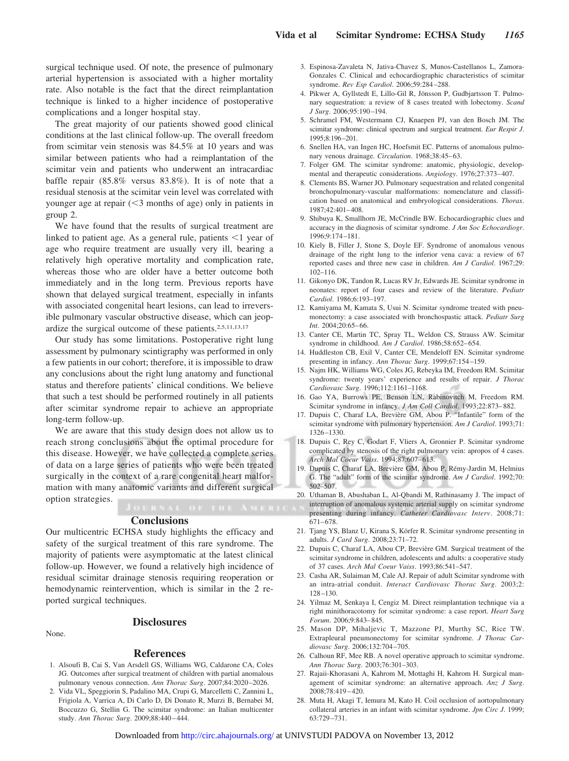surgical technique used. Of note, the presence of pulmonary arterial hypertension is associated with a higher mortality rate. Also notable is the fact that the direct reimplantation technique is linked to a higher incidence of postoperative complications and a longer hospital stay.

The great majority of our patients showed good clinical conditions at the last clinical follow-up. The overall freedom from scimitar vein stenosis was 84.5% at 10 years and was similar between patients who had a reimplantation of the scimitar vein and patients who underwent an intracardiac baffle repair (85.8% versus 83.8%). It is of note that a residual stenosis at the scimitar vein level was correlated with younger age at repair (<3 months of age) only in patients in group 2.

We have found that the results of surgical treatment are linked to patient age. As a general rule, patients <1 year of age who require treatment are usually very ill, bearing a relatively high operative mortality and complication rate, whereas those who are older have a better outcome both immediately and in the long term. Previous reports have shown that delayed surgical treatment, especially in infants with associated congenital heart lesions, can lead to irreversible pulmonary vascular obstructive disease, which can jeopardize the surgical outcome of these patients.[2,5,11,13,17]

Our study has some limitations. Postoperative right lung assessment by pulmonary scintigraphy was performed in only a few patients in our cohort; therefore, it is impossible to draw any conclusions about the right lung anatomy and functional status and therefore patients' clinical conditions. We believe that such a test should be performed routinely in all patients after scimitar syndrome repair to achieve an appropriate long-term follow-up.

We are aware that this study design does not allow us to reach strong conclusions about the optimal procedure for this disease. However, we have collected a complete series of data on a large series of patients who were been treated surgically in the context of a rare congenital heart malformation with many anatomic variants and different surgical option strategies.

## Conclusions

Our multicentric ECHSA study highlights the efficacy and safety of the surgical treatment of this rare syndrome. The majority of patients were asymptomatic at the latest clinical follow-up. However, we found a relatively high incidence of residual scimitar drainage stenosis requiring reoperation or hemodynamic reintervention, which is similar in the 2 reported surgical techniques.

## Disclosures

None.

## References

1. Alsoufi B, Cai S, Van Arsdell GS, Williams WG, Caldarone CA, Coles JG. Outcomes after surgical treatment of children with partial anomalous pulmonary venous connection. *Ann Thorac Surg*. 2007;84:2020–2026.
2. Vida VL, Speggiorin S, Padalino MA, Crupi G, Marcelletti C, Zannini L, Frigiola A, Varrica A, Di Carlo D, Di Donato R, Murzi B, Bernabei M, Boccuzzo G, Stellin G. The scimitar syndrome: an Italian multicenter study. *Ann Thorac Surg*. 2009;88:440–444.
3. Espinosa-Zavaleta N, Jativa-Chavez S, Munos-Castellanos L, Zamora-Gonzales C. Clinical and echocardiographic characteristics of scimitar syndrome. *Rev Esp Cardiol*. 2006;59:284–288.
4. Pikwer A, Gyllstedt E, Lillo-Gil R, Jönsson P, Gudbjartsson T. Pulmonary sequestration: a review of 8 cases treated with lobectomy. *Scand J Surg*. 2006;95:190–194.
5. Schramel FM, Westermann CJ, Knaepen PJ, van den Bosch JM. The scimitar syndrome: clinical spectrum and surgical treatment. *Eur Respir J*. 1995;8:196–201.
6. Snellen HA, van Ingen HC, Hoefsmit EC. Patterns of anomalous pulmonary venous drainage. *Circulation*. 1968;38:45–63.
7. Folger GM. The scimitar syndrome: anatomic, physiologic, developmental and therapeutic considerations. *Angiology*. 1976;27:373–407.
8. Clements BS, Warner JO. Pulmonary sequestration and related congenital bronchopulmonary-vascular malformations: nomenclature and classification based on anatomical and embryological considerations. *Thorax*. 1987;42:401–408.
9. Shibuya K, Smallhorn JE, McCrindle BW. Echocardiographic clues and accuracy in the diagnosis of scimitar syndrome. *J Am Soc Echocardiogr*. 1996;9:174–181.
10. Kiely B, Filler J, Stone S, Doyle EF. Syndrome of anomalous venous drainage of the right lung to the inferior vena cava: a review of 67 reported cases and three new case in children. *Am J Cardiol*. 1967;29:102–116.
11. Gikonyo DK, Tandon R, Lucas RV Jr, Edwards JE. Scimitar syndrome in neonates: report of four cases and review of the literature. *Pediatr Cardiol*. 1986;6:193–197.
12. Kamiyama M, Kamata S, Usui N. Scimitar syndrome treated with pneumonectomy: a case associated with bronchospastic attack. *Pediatr Surg Int*. 2004;20:65–66.
13. Canter CE, Martin TC, Spray TL, Weldon CS, Strauss AW. Scimitar syndrome in childhood. *Am J Cardiol*. 1986;58:652–654.
14. Huddleston CB, Exil V, Canter CE, Mendeloff EN. Scimitar syndrome presenting in infancy. *Ann Thorac Surg*. 1999;67:154–159.
15. Najm HK, Williams WG, Coles JG, Rebeyka IM, Freedom RM. Scimitar syndrome: twenty years' experience and results of repair. *J Thorac Cardiovasc Surg*. 1996;112:1161–1168.
16. Gao YA, Burrows PE, Benson LN, Rabinovitch M, Freedom RM. Scimitar syndrome in infancy. *J Am Coll Cardiol*. 1993;22:873–882.
17. Dupuis C, Charaf LA, Brevière GM, Abou P. "Infantile" form of the scimitar syndrome with pulmonary hypertension. *Am J Cardiol*. 1993;71:1326–1330.
18. Dupuis C, Rey C, Godart F, Vliers A, Gronnier P. Scimitar syndrome complicated by stenosis of the right pulmonary vein: apropos of 4 cases. *Arch Mal Coeur Vaiss*. 1994;87:607–613.
19. Dupuis C, Charaf LA, Brevière GM, Abou P, Rémy-Jardin M, Helmius G. The "adult" form of the scimitar syndrome. *Am J Cardiol*. 1992;70:502–507.
20. Uthaman B, Abushaban L, Al-Qbandi M, Rathinasamy J. The impact of interruption of anomalous systemic arterial supply on scimitar syndrome presenting during infancy. *Catheter Cardiovasc Interv*. 2008;71:671–678.
21. Tjang YS, Blanz U, Kirana S, Körfer R. Scimitar syndrome presenting in adults. *J Card Surg*. 2008;23:71–72.
22. Dupuis C, Charaf LA, Abou CP, Brevière GM. Surgical treatment of the scimitar syndrome in children, adolescents and adults: a cooperative study of 37 cases. *Arch Mal Coeur Vaiss*. 1993;86:541–547.
23. Casha AR, Sulaiman M, Cale AJ. Repair of adult Scimitar syndrome with an intra-atrial conduit. *Interact Cardiovasc Thorac Surg*. 2003;2:128–130.
24. Yilmaz M, Senkaya I, Cengiz M. Direct reimplantation technique via a right minithoracotomy for scimitar syndrome: a case report. *Heart Surg Forum*. 2006;9:843–845.
25. Mason DP, Mihaljevic T, Mazzone PJ, Murthy SC, Rice TW. Extrapleural pneumonectomy for scimitar syndrome. *J Thorac Cardiovasc Surg*. 2006;132:704–705.
26. Calhoun RF, Mee RB. A novel operative approach to scimitar syndrome. *Ann Thorac Surg*. 2003;76:301–303.
27. Rajaii-Khorasani A, Kahrom M, Mottaghi H, Kahrom H. Surgical management of scimitar syndrome: an alternative approach. *Anz J Surg*. 2008;78:419–420.
28. Muta H, Akagi T, Iemura M, Kato H. Coil occlusion of aortopulmonary collateral arteries in an infant with scimitar syndrome. *Jpn Circ J*. 1999;63:729–731.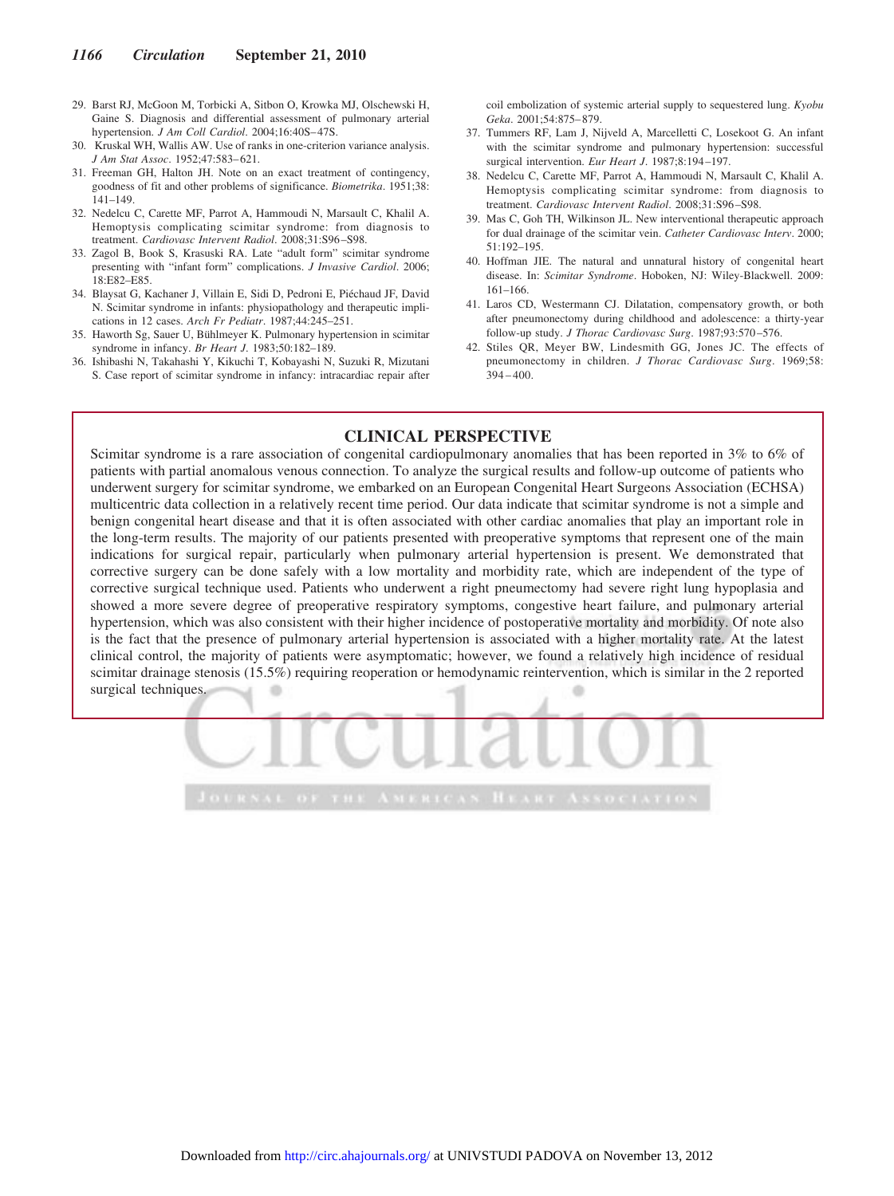29. Barst RJ, McGoon M, Torbicki A, Sitbon O, Krowka MJ, Olschewski H, Gaine S. Diagnosis and differential assessment of pulmonary arterial hypertension. *J Am Coll Cardiol*. 2004;16:40S–47S.
30. Kruskal WH, Wallis AW. Use of ranks in one-criterion variance analysis. *J Am Stat Assoc*. 1952;47:583–621.
31. Freeman GH, Halton JH. Note on an exact treatment of contingency, goodness of fit and other problems of significance. *Biometrika*. 1951;38:141–149.
32. Nedelcu C, Carette MF, Parrot A, Hammoudi N, Marsault C, Khalil A. Hemoptysis complicating scimitar syndrome: from diagnosis to treatment. *Cardiovasc Intervent Radiol*. 2008;31:S96–S98.
33. Zagol B, Book S, Krasuski RA. Late "adult form" scimitar syndrome presenting with "infant form" complications. *J Invasive Cardiol*. 2006;18:E82–E85.
34. Blaysat G, Kachaner J, Villain E, Sidi D, Pedroni E, Piéchaud JF, David N. Scimitar syndrome in infants: physiopathology and therapeutic implications in 12 cases. *Arch Fr Pediatr*. 1987;44:245–251.
35. Haworth Sg, Sauer U, Bühlmeyer K. Pulmonary hypertension in scimitar syndrome in infancy. *Br Heart J*. 1983;50:182–189.
36. Ishibashi N, Takahashi Y, Kikuchi T, Kobayashi N, Suzuki R, Mizutani S. Case report of scimitar syndrome in infancy: intracardiac repair after coil embolization of systemic arterial supply to sequestered lung. *Kyobu Geka*. 2001;54:875–879.
37. Tummers RF, Lam J, Nijveld A, Marcelletti C, Losekoot G. An infant with the scimitar syndrome and pulmonary hypertension: successful surgical intervention. *Eur Heart J*. 1987;8:194–197.
38. Nedelcu C, Carette MF, Parrot A, Hammoudi N, Marsault C, Khalil A. Hemoptysis complicating scimitar syndrome: from diagnosis to treatment. *Cardiovasc Intervent Radiol*. 2008;31:S96–S98.
39. Mas C, Goh TH, Wilkinson JL. New interventional therapeutic approach for dual drainage of the scimitar vein. *Catheter Cardiovasc Interv*. 2000;51:192–195.
40. Hoffman JIE. The natural and unnatural history of congenital heart disease. In: *Scimitar Syndrome*. Hoboken, NJ: Wiley-Blackwell. 2009:161–166.
41. Laros CD, Westermann CJ. Dilatation, compensatory growth, or both after pneumonectomy during childhood and adolescence: a thirty-year follow-up study. *J Thorac Cardiovasc Surg*. 1987;93:570–576.
42. Stiles QR, Meyer BW, Lindesmith GG, Jones JC. The effects of pneumonectomy in children. *J Thorac Cardiovasc Surg*. 1969;58:394–400.

## CLINICAL PERSPECTIVE

Scimitar syndrome is a rare association of congenital cardiopulmonary anomalies that has been reported in 3% to 6% of patients with partial anomalous venous connection. To analyze the surgical results and follow-up outcome of patients who underwent surgery for scimitar syndrome, we embarked on an European Congenital Heart Surgeons Association (ECHSA) multicentric data collection in a relatively recent time period. Our data indicate that scimitar syndrome is not a simple and benign congenital heart disease and that it is often associated with other cardiac anomalies that play an important role in the long-term results. The majority of our patients presented with preoperative symptoms that represent one of the main indications for surgical repair, particularly when pulmonary arterial hypertension is present. We demonstrated that corrective surgery can be done safely with a low mortality and morbidity rate, which are independent of the type of corrective surgical technique used. Patients who underwent a right pneumectomy had severe right lung hypoplasia and showed a more severe degree of preoperative respiratory symptoms, congestive heart failure, and pulmonary arterial hypertension, which was also consistent with their higher incidence of postoperative mortality and morbidity. Of note also is the fact that the presence of pulmonary arterial hypertension is associated with a higher mortality rate. At the latest clinical control, the majority of patients were asymptomatic; however, we found a relatively high incidence of residual scimitar drainage stenosis (15.5%) requiring reoperation or hemodynamic reintervention, which is similar in the 2 reported surgical techniques.